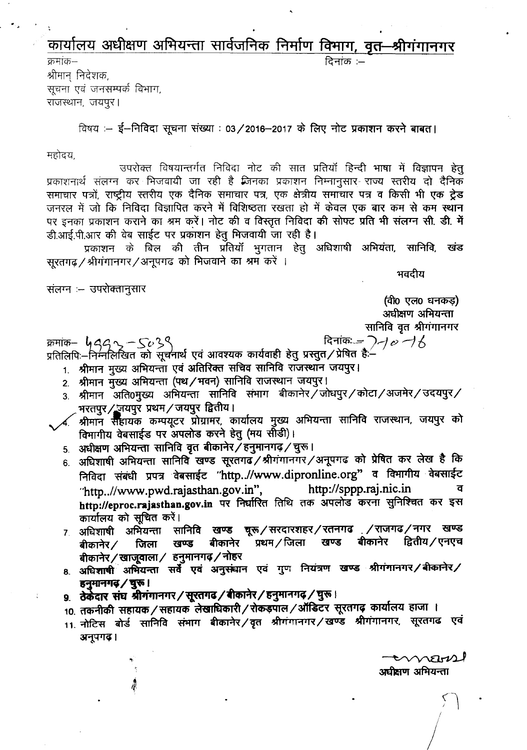# कार्यालय अधीक्षण अभियन्ता सार्वजनिक निर्माण विभाग, वृत–श्रीगंगानगर

क्रमांक– दिनांक :–

श्रीमान् निदेशक,
सूचना एवं जनसम्पर्क विभाग,
राजस्थान, जयपुर।

विषय :– ई–निविदा सूचना संख्या : 03/2016–2017 के लिए नोट प्रकाशन करने बाबत।

महोदय,

उपरोक्त विषयान्तर्गत निविदा नोट की सात प्रतियॉ हिन्दी भाषा में विज्ञापन हेतु प्रकाशनार्थ संलग्न कर भिजवायी जा रही है जिनका प्रकाशन निम्नानुसार राज्य स्तरीय दो दैनिक समाचार पत्रों, राष्ट्रीय स्तरीय एक दैनिक समाचार पत्र, एक क्षेत्रीय समाचार पत्र व किसी भी एक ट्रेड जनरल में जो कि निविदा विज्ञापित करने में विशिष्ठता रखता हो में केवल एक बार कम से कम स्थान पर इनका प्रकाशन कराने का श्रम करें। नोट की व विस्तृत निविदा की सोफ्ट प्रति भी संलग्न सी. डी. में डी.आई.पी.आर की वेब साईट पर प्रकाशन हेतु भिजवायी जा रही है।

प्रकाशन के बिल की तीन प्रतियॉ भुगतान हेतु अधिशाषी अभियंता, सानिवि, खंड सूरतगढ़/श्रीगंगानगर/अनूपगढ को भिजवाने का श्रम करें ।

भवदीय

संलग्न :– उपरोक्तानुसार

(वी० एल० धनकड़)
अधीक्षण अभियन्ता
सानिवि वृत श्रीगंगानगर

क्रमांक– 4993–5039 दिनांक:– 7-10-16

प्रतिलिपि:–निम्नलिखित को सूचनार्थ एवं आवश्यक कार्यवाही हेतु प्रस्तुत/प्रेषित है:–

1. श्रीमान मुख्य अभियन्ता एवं अतिरिक्त सचिव सानिवि राजस्थान जयपुर।
2. श्रीमान मुख्य अभियन्ता (पथ/भवन) सानिवि राजस्थान जयपुर।
3. श्रीमान अति०मुख्य अभियन्ता सानिवि संभाग बीकानेर/जोधपुर/कोटा/अजमेर/उदयपुर/भरतपुर/जयपुर प्रथम/जयपुर द्वितीय।
4. श्रीमान सहायक कम्प्यूटर प्रोग्रामर, कार्यालय मुख्य अभियन्ता सानिवि राजस्थान, जयपुर को विभागीय वेबसाईड पर अपलोड करने हेतु (मय सीडी)।
5. अधीक्षण अभियन्ता सानिवि वृत बीकानेर/हनुमानगढ़/चुरु।
6. अधिशाषी अभियन्ता सानिवि खण्ड सूरतगढ/श्रीगंगानगर/अनूपगढ को प्रेषित कर लेख है कि निविदा संबंधी प्रपत्र वेबसाईट "http..//www.dipronline.org" व विभागीय वेबसाईट "http..//www.pwd.rajasthan.gov.in", http://sppp.raj.nic.in व **http://eproc.rajasthan.gov.in** पर निर्धारित तिथि तक अपलोड करना सुनिश्चित कर इस कार्यालय को सूचित करें।
7. अधिशाषी अभियन्ता सानिवि खण्ड चूरू/सरदारशहर/रतनगढ /राजगढ/नगर खण्ड बीकानेर/ जिला खण्ड बीकानेर प्रथम/जिला खण्ड बीकानेर द्वितीय/एनएच बीकानेर/खाजूवाला/ हनुमानगढ़/नोहर
8. **अधिशाषी अभियन्ता सर्वे एवं अनुसंधान एवं गुण नियंत्रण खण्ड श्रीगंगानगर/बीकानेर/हनुमानगढ़/चुरू।**
9. **ठेकेदार संघ श्रीगंगानगर/सूरतगढ/बीकानेर/हनुमानगढ़/चुरु।**
10. तकनीकी सहायक/सहायक लेखाधिकारी/रोकड़पाल/ऑडिटर सूरतगढ़ कार्यालय हाजा ।
11. नोटिस बोर्ड सानिवि संभाग बीकानेर/वृत श्रीगंगानगर/खण्ड श्रीगंगानगर, सूरतगढ एवं अनूपगढ़।

अधीक्षण अभियन्ता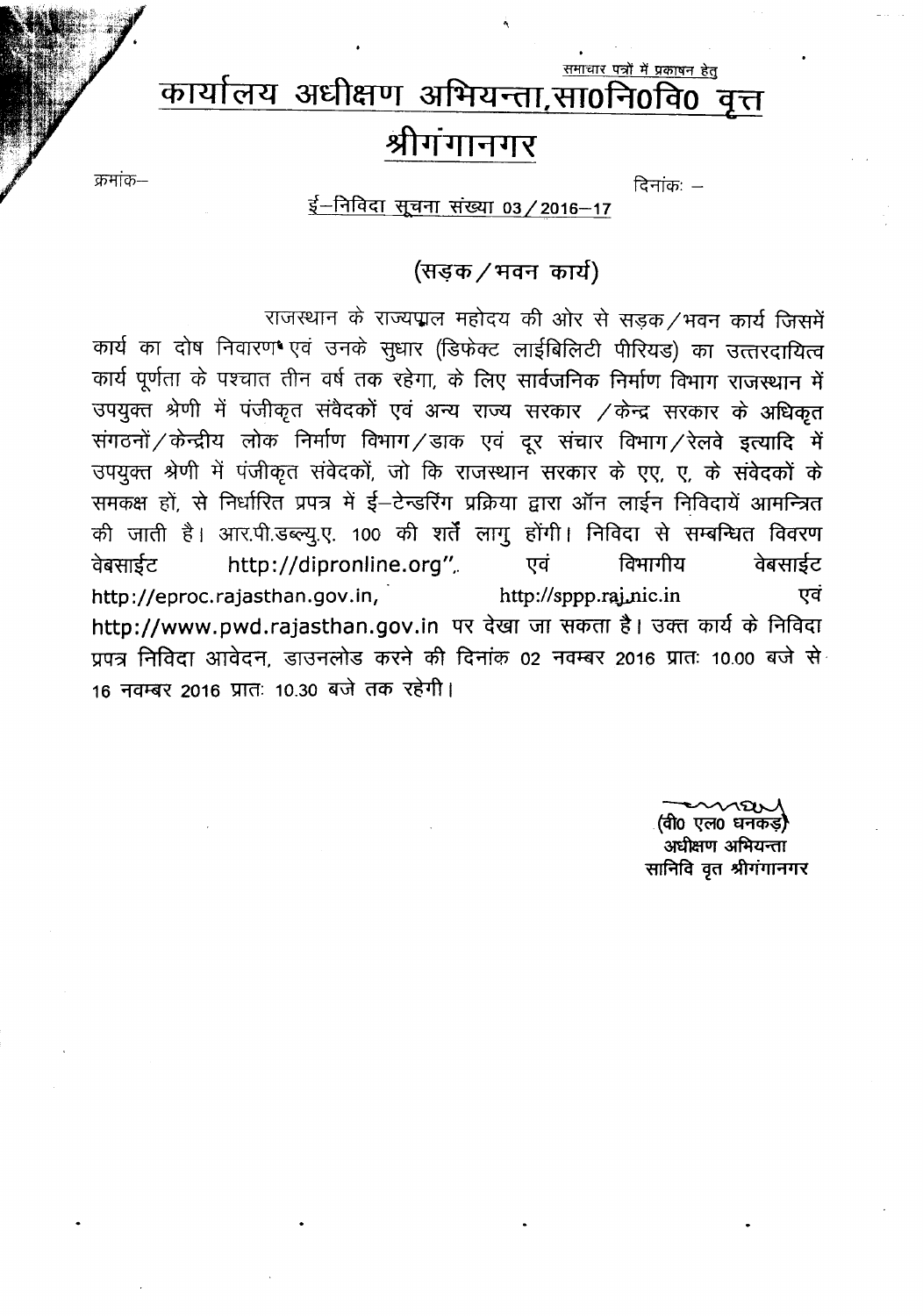समाचार पत्रों में प्रकाषन हेतु

# कार्यालय अधीक्षण अभियन्ता,सा0नि0वि0 वृत्त

# श्रीगंगानगर

क्रमांक–　　　　　　　　　　　　　　　　　　　　　　　　　　　　　　दिनांकः –

ई–निविदा सूचना संख्या 03/2016–17

## (सड़क/भवन कार्य)

राजस्थान के राज्यपाल महोदय की ओर से सड़क/भवन कार्य जिसमें कार्य का दोष निवारण एवं उनके सुधार (डिफेक्ट लाईबिलिटी पीरियड) का उत्तरदायित्व कार्य पूर्णता के पश्चात तीन वर्ष तक रहेगा, के लिए सार्वजनिक निर्माण विभाग राजस्थान में उपयुक्त श्रेणी में पंजीकृत संवेदकों एवं अन्य राज्य सरकार /केन्द्र सरकार के अधिकृत संगठनों/केन्द्रीय लोक निर्माण विभाग/डाक एवं दूर संचार विभाग/रेलवे इत्यादि में उपयुक्त श्रेणी में पंजीकृत संवेदकों, जो कि राजस्थान सरकार के एए, ए, के संवेदकों के समकक्ष हों, से निर्धारित प्रपत्र में ई–टेन्डरिंग प्रक्रिया द्वारा ऑन लाईन निविदायें आमन्त्रित की जाती है। आर.पी.डब्ल्यु.ए. 100 की शर्तें लागु होंगी। निविदा से सम्बन्धित विवरण वेबसाईट http://dipronline.org" एवं विभागीय वेबसाईट http://eproc.rajasthan.gov.in, http://sppp.raj.nic.in एवं http://www.pwd.rajasthan.gov.in पर देखा जा सकता है। उक्त कार्य के निविदा प्रपत्र निविदा आवेदन, डाउनलोड करने की दिनांक 02 नवम्बर 2016 प्रातः 10.00 बजे से 16 नवम्बर 2016 प्रातः 10.30 बजे तक रहेगी।

(वी0 एल0 घनकड़)
अधीक्षण अभियन्ता
सानिवि वृत श्रीगंगानगर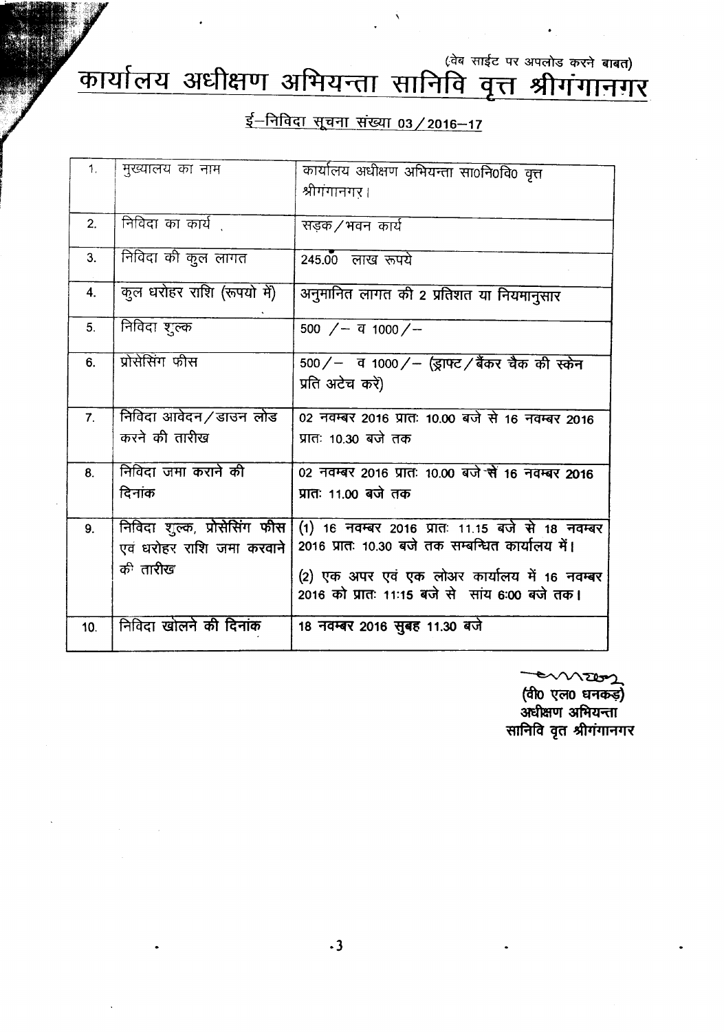(वेब साईट पर अपलोड करने बाबत)

# कार्यालय अधीक्षण अभियन्ता सानिवि वृत्त श्रीगंगानगर

## ई–निविदा सूचना संख्या 03 / 2016–17

| | | |
|---|---|---|
| 1. | मुख्यालय का नाम | कार्यालय अधीक्षण अभियन्ता सा0नि0वि0 वृत्त श्रीगंगानगर। |
| 2. | निविदा का कार्य | सड़क / भवन कार्य |
| 3. | निविदा की कुल लागत | 245.00 लाख रूपये |
| 4. | कुल धरोहर राशि (रूपयो में) | अनुमानित लागत की 2 प्रतिशत या नियमानुसार |
| 5. | निविदा शुल्क | 500 /– व 1000 /– |
| 6. | प्रोसेसिंग फीस | 500 /– व 1000 /– (ड्राफ्ट / बैंकर चैक की स्केन प्रति अटेच करें) |
| 7. | निविदा आवेदन / डाउन लोड करने की तारीख | 02 नवम्बर 2016 प्रातः 10.00 बजे से 16 नवम्बर 2016 प्रातः 10.30 बजे तक |
| 8. | निविदा जमा कराने की दिनांक | 02 नवम्बर 2016 प्रातः 10.00 बजे से 16 नवम्बर 2016 प्रातः 11.00 बजे तक |
| 9. | निविदा शुल्क, प्रोसेसिंग फीस एवं धरोहर राशि जमा करवाने की तारीख | (1) 16 नवम्बर 2016 प्रातः 11.15 बजे से 18 नवम्बर 2016 प्रातः 10.30 बजे तक सम्बन्धित कार्यालय में।<br>(2) एक अपर एवं एक लोअर कार्यालय में 16 नवम्बर 2016 को प्रातः 11:15 बजे से सांय 6:00 बजे तक। |
| 10. | निविदा खोलने की दिनांक | 18 नवम्बर 2016 सुबह 11.30 बजे |

(वी0 एल0 धनकड़)
अधीक्षण अभियन्ता
सानिवि वृत्त श्रीगंगानगर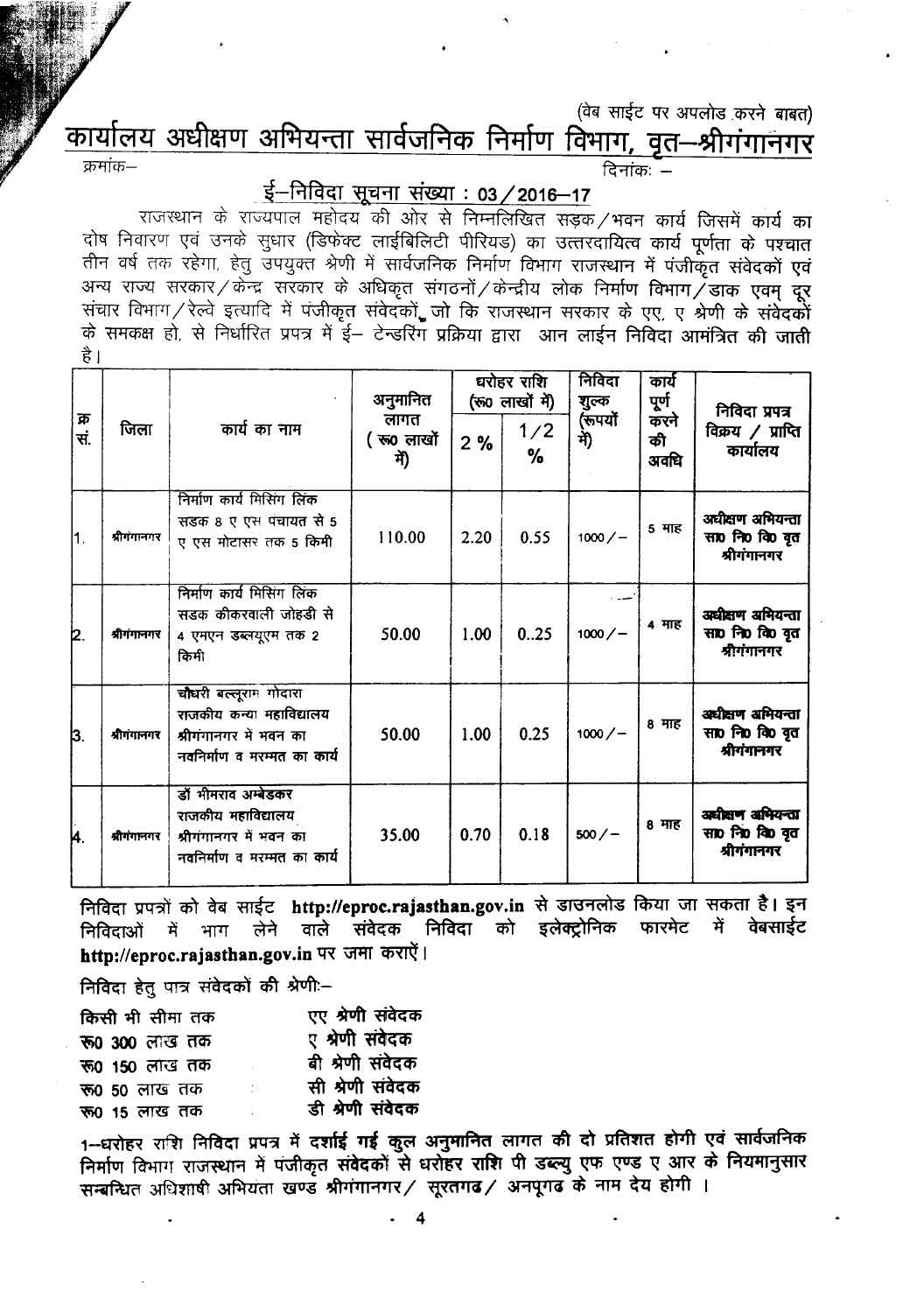(वेब साईट पर अपलोड करने बाबत)

# कार्यालय अधीक्षण अभियन्ता सार्वजनिक निर्माण विभाग, वृत–श्रीगंगानगर

क्रमांक– दिनांकः –

## ई–निविदा सूचना संख्या : 03/2016–17

राजस्थान के राज्यपाल महोदय की ओर से निम्नलिखित सड़क/भवन कार्य जिसमें कार्य का दोष निवारण एवं उनके सुधार (डिफेक्ट लाईबिलिटी पीरियड) का उत्तरदायित्व कार्य पूर्णता के पश्चात तीन वर्ष तक रहेगा, हेतु उपयुक्त श्रेणी में सार्वजनिक निर्माण विभाग राजस्थान में पंजीकृत संवेदकों एवं अन्य राज्य सरकार/केन्द्र सरकार के अधिकृत संगठनों/केन्द्रीय लोक निर्माण विभाग/डाक एवम् दूर संचार विभाग/रेल्वे इत्यादि में पंजीकृत संवेदकों, जो कि राजस्थान सरकार के एए, ए श्रेणी के संवेदकों के समकक्ष हो, से निर्धारित प्रपत्र में ई– टेन्डरिंग प्रक्रिया द्वारा आन लाईन निविदा आमंत्रित की जाती है।

| क्र सं. | जिला | कार्य का नाम | अनुमानित लागत ( रू० लाखों में) | धरोहर राशि (रू० लाखों में) | | निविदा शुल्क (रूपयों में) | कार्य पूर्ण करने की अवधि | निविदा प्रपत्र विक्रय / प्राप्ति कार्यालय |
|---|---|---|---|---|---|---|---|---|
| | | | | 2 % | 1/2 % | | | |
| 1. | श्रीगंगानगर | निर्माण कार्य मिसिंग लिंक सडक 8 ए एस पंचायत से 5 ए एस मोटासर तक 5 किमी | 110.00 | 2.20 | 0.55 | 1000/– | 5 माह | अधीक्षण अभियन्ता सा० नि० वि० वृत श्रीगंगानगर |
| 2. | श्रीगंगानगर | निर्माण कार्य मिसिंग लिंक सडक कीकरवाली जोहडी से 4 एमएन डब्ल्यूएम तक 2 किमी | 50.00 | 1.00 | 0..25 | 1000/– | 4 माह | अधीक्षण अभियन्ता सा० नि० वि० वृत श्रीगंगानगर |
| 3. | श्रीगंगानगर | चौधरी बल्लूराम गोदारा राजकीय कन्या महाविद्यालय श्रीगंगानगर में भवन का नवनिर्माण व मरम्मत का कार्य | 50.00 | 1.00 | 0.25 | 1000/– | 8 माह | अधीक्षण अभियन्ता सा० नि० वि० वृत श्रीगंगानगर |
| 4. | श्रीगंगानगर | डॉ भीमराव अम्बेडकर राजकीय महाविद्यालय श्रीगंगानगर में भवन का नवनिर्माण व मरम्मत का कार्य | 35.00 | 0.70 | 0.18 | 500/– | 8 माह | अधीक्षण अभियन्ता सा० नि० वि० वृत श्रीगंगानगर |

निविदा प्रपत्रों को वेब साईट **http://eproc.rajasthan.gov.in** से डाउनलोड किया जा सकता है। इन निविदाओं में भाग लेने वाले संवेदक निविदा को इलेक्ट्रोनिक फारमेट में वेबसाईट **http://eproc.rajasthan.gov.in** पर जमा कराऐं।

निविदा हेतु पात्र संवेदकों की श्रेणीः–

| | |
|---|---|
| किसी भी सीमा तक | एए श्रेणी संवेदक |
| रू0 300 लाख तक | ए श्रेणी संवेदक |
| रू0 150 लाख तक | बी श्रेणी संवेदक |
| रू0 50 लाख तक | सी श्रेणी संवेदक |
| रू0 15 लाख तक | डी श्रेणी संवेदक |

1–धरोहर राशि निविदा प्रपत्र में दर्शाई गई कुल अनुमानित लागत की दो प्रतिशत होगी एवं सार्वजनिक निर्माण विभाग राजस्थान में पंजीकृत संवेदकों से धरोहर राशि पी डब्ल्यु एफ एण्ड ए आर के नियमानुसार सन्बन्धित अधिशाषी अभियंता खण्ड श्रीगंगानगर/ सूरतगढ/ अनपूगढ के नाम देय होगी ।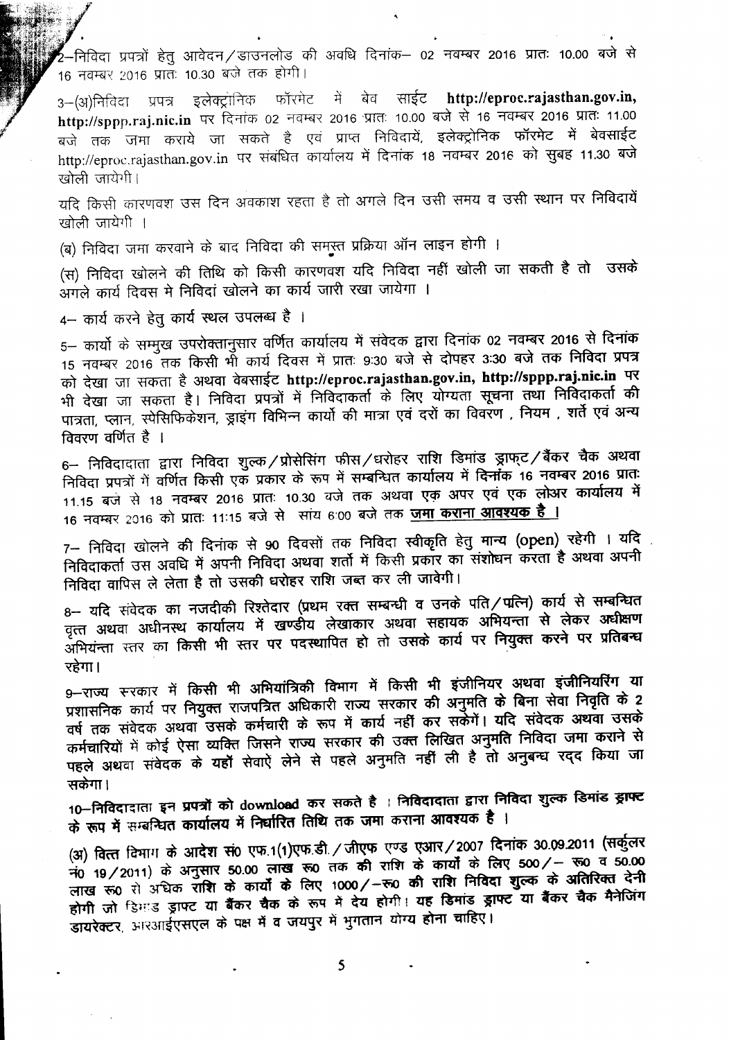2–निविदा प्रपत्रों हेतु आवेदन/डाउनलोड की अवधि दिनांक– 02 नवम्बर 2016 प्रातः 10.00 बजे से 16 नवम्बर 2016 प्रातः 10.30 बजे तक होगी।

3–(अ)निविदा प्रपत्र इलेक्ट्रॉनिक फॉरमेट में बेव साईट **http://eproc.rajasthan.gov.in, http://sppp.raj.nic.in** पर दिनांक 02 नवम्बर 2016 प्रातः 10.00 बजे से 16 नवम्बर 2016 प्रातः 11.00 बजे तक जमा कराये जा सकते है एवं प्राप्त निविदायें, इलेक्ट्रोनिक फॉरमेट में बेवसाईट http://eproc.rajasthan.gov.in पर संबंधित कार्यालय में दिनांक 18 नवम्बर 2016 को सुबह 11.30 बजे खोली जायेगी।

यदि किसी कारणवश उस दिन अवकाश रहता है तो अगले दिन उसी समय व उसी स्थान पर निविदायें खोली जायेगी ।

(ब) निविदा जमा करवाने के बाद निविदा की समस्त प्रक्रिया ऑन लाइन होगी ।

(स) निविदा खोलने की तिथि को किसी कारणवश यदि निविदा नहीं खोली जा सकती है तो उसके अगले कार्य दिवस मे निविदां खोलने का कार्य जारी रखा जायेगा ।

4– कार्य करने हेतु कार्य स्थल उपलब्ध है ।

5– कार्यो के सम्मुख उपरोक्तानुसार वर्णित कार्यालय में संवेदक द्वारा दिनांक 02 नवम्बर 2016 से दिनांक 15 नवम्बर 2016 तक किसी भी कार्य दिवस में प्रातः 9:30 बजे से दोपहर 3:30 बजे तक निविदा प्रपत्र को देखा जा सकता है अथवा वेबसाईट **http://eproc.rajasthan.gov.in, http://sppp.raj.nic.in** पर भी देखा जा सकता है। निविदा प्रपत्रों में निविदाकर्ता के लिए योग्यता सूचना तथा निविदाकर्ता की पात्रता, प्लान, स्पेसिफिकेशन, ड्राइंग विभिन्न कार्यो की मात्रा एवं दरों का विवरण , नियम , शर्ते एवं अन्य विवरण वर्णित है ।

6– निविदादाता द्वारा निविदा शुल्क/प्रोसेसिंग फीस/धरोहर राशि डिमांड ड्राफ्ट/बैंकर चैक अथवा निविदा प्रपत्रों में वर्णित किसी एक प्रकार के रूप में सम्बन्धित कार्यालय में दिनांक 16 नवम्बर 2016 प्रातः 11.15 बजे से 18 नवम्बर 2016 प्रातः 10.30 बजे तक अथवा एक अपर एवं एक लोअर कार्यालय में 16 नवम्बर 2016 को प्रातः 11:15 बजे से सांय 6:00 बजे तक **जमा कराना आवश्यक है ।**

7– निविदा खोलने की दिनांक से 90 दिवसों तक निविदा स्वीकृति हेतु मान्य (open) रहेगी । यदि निविदाकर्ता उस अवधि में अपनी निविदा अथवा शर्तो में किसी प्रकार का संशोधन करता है अथवा अपनी निविदा वापिस ले लेता है तो उसकी धरोहर राशि जब्त कर ली जावेगी।

8– यदि संवेदक का नजदीकी रिश्तेदार (प्रथम रक्त सम्बन्धी व उनके पति/पत्नि) कार्य से सम्बन्धित वृत्त अथवा अधीनस्थ कार्यालय में खण्डीय लेखाकार अथवा सहायक अभियन्ता से लेकर अधीक्षण अभियंन्ता स्तर का किसी भी स्तर पर पदस्थापित हो तो उसके कार्य पर नियुक्त करने पर प्रतिबन्ध रहेगा।

9–राज्य सरकार में किसी भी अभियांत्रिकी विभाग में किसी भी इंजीनियर अथवा इंजीनियरिंग या प्रशासनिक कार्य पर नियुक्त राजपत्रित अधिकारी राज्य सरकार की अनुमति के बिना सेवा निवृति के 2 वर्ष तक संवेदक अथवा उसके कर्मचारी के रूप में कार्य नहीं कर सकेगें। यदि संवेदक अथवा उसके कर्मचारियों में कोई ऐसा व्यक्ति जिसने राज्य सरकार की उक्त लिखित अनुमति निविदा जमा कराने से पहले अथवा संवेदक के यहॉ सेवाऐं लेने से पहले अनुमति नहीं ली है तो अनुबन्ध रद्द किया जा सकेगा।

**10–निविदादाता इन प्रपत्रों को download कर सकते है । निविदादाता द्वारा निविदा शुल्क डिमांड ड्राफ्ट के रूप में सम्बन्धित कार्यालय में निर्धारित तिथि तक जमा कराना आवश्यक है ।**

(अ) वित्त विभाग के आदेश सं0 एफ.1(1)एफ.डी./जीएफ एण्ड एआर/2007 दिनांक 30.09.2011 (सर्कुलर नं0 19/2011) के अनुसार 50.00 लाख रू0 तक की राशि के कार्यो के लिए 500/– रू0 व 50.00 लाख रू0 से अधिक राशि के कार्यो के लिए 1000/–रू0 की राशि निविदा शुल्क के अतिरिक्त देनी होगी जो डिमांड ड्राफ्ट या बैंकर चैक के रूप में देय होगी। यह डिमांड ड्राफ्ट या बैंकर चैक मैनेजिंग डायरेक्टर, आरआईएसएल के पक्ष में व जयपुर में भुगतान योग्य होना चाहिए।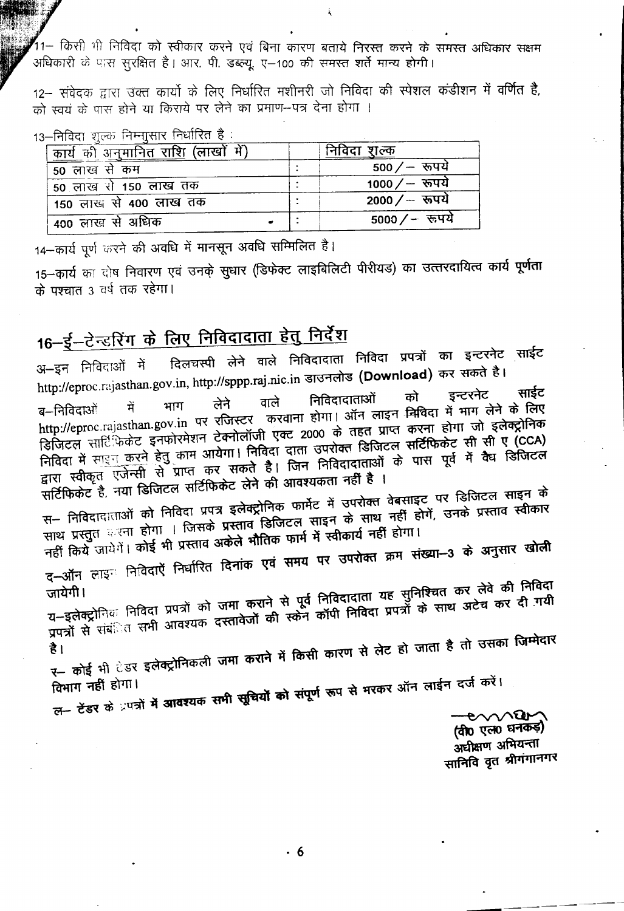11– किसी भी निविदा को स्वीकार करने एवं बिना कारण बताये निरस्त करने के समस्त अधिकार सक्षम अधिकारी के पास सुरक्षित है। आर. पी. डब्ल्यू. ए–100 की समस्त शर्ते मान्य होगी।

12– संवेदक द्वारा उक्त कार्यो के लिए निर्धारित मशीनरी जो निविदा की स्पेशल कंडीशन में वर्णित है, को स्वयं के पास होने या किराये पर लेने का प्रमाण–पत्र देना होगा ।

13–निविदा शुल्क निम्नानुसार निर्धारित है :

| कार्य की अनुमानित राशि (लाखों में) | | निविदा शुल्क |
|---|---|---|
| 50 लाख से कम | : | 500/– रूपये |
| 50 लाख से 150 लाख तक | : | 1000/– रूपये |
| 150 लाख से 400 लाख तक | : | 2000/– रूपये |
| 400 लाख से अधिक | : | 5000/– रूपये |

14–कार्य पूर्ण करने की अवधि में मानसून अवधि सम्मिलित है।

15–कार्य का दोष निवारण एवं उनके सुधार (डिफेक्ट लाइबिलिटी पीरीयड) का उत्तरदायित्व कार्य पूर्णता के पश्चात 3 वर्ष तक रहेगा।

## 16–ई–टेन्डरिंग के लिए निविदादाता हेतु निर्देश

अ–इन निविदाओं में दिलचस्पी लेने वाले निविदादाता निविदा प्रपत्रों का इन्टरनेट साईट http://eproc.rajasthan.gov.in, http://sppp.raj.nic.in डाउनलोड (**Download**) कर सकते है।

ब–निविदाओं में भाग लेने वाले निविदादाताओं को इन्टरनेट साईट http://eproc.rajasthan.gov.in पर रजिस्टर करवाना होगा। ऑन लाइन निविदा में भाग लेने के लिए डिजिटल सार्टिफिकेट इनफोरमेशन टेक्नोलॉजी एक्ट 2000 के तहत प्राप्त करना होगा जो इलेक्ट्रोनिक निविदा में साइन करने हेतु काम आयेगा। निविदा दाता उपरोक्त डिजिटल सर्टिफिकेट सी सी ए (CCA) द्वारा स्वीकृत एजेन्सी से प्राप्त कर सकते है। जिन निविदादाताओं के पास पूर्व में वैध डिजिटल सर्टिफिकेट है, नया डिजिटल सर्टिफिकेट लेने की आवश्यकता नहीं है ।

स– निविदादाताओं को निविदा प्रपत्र इलेक्ट्रोनिक फार्मेट में उपरोक्त वेबसाइट पर डिजिटल साइन के साथ प्रस्तुत करना होगा । जिसके प्रस्ताव डिजिटल साइन के साथ नहीं होगें, उनके प्रस्ताव स्वीकार नहीं किये जायेगें। कोई भी प्रस्ताव अकेले भौतिक फार्म में स्वीकार्य नहीं होगा।

द–ऑन लाइन निविदाऐं निर्धारित दिनांक एवं समय पर उपरोक्त क्रम संख्या–3 के अनुसार खोली जायेगी।

य–इलेक्ट्रोनिक निविदा प्रपत्रों को जमा कराने से पूर्व निविदादाता यह सुनिश्चित कर लेवे की निविदा प्रपत्रों से संबंधित सभी आवश्यक दस्तावेजों की स्केन कॉपी निविदा प्रपत्रों के साथ अटेच कर दी गयी है।

र– कोई भी टेंडर इलेक्ट्रोनिकली जमा कराने में किसी कारण से लेट हो जाता है तो उसका जिम्मेदार विभाग नहीं होगा।

ल– टेंडर के प्रपत्रों में आवश्यक सभी सूचियों को संपूर्ण रूप से भरकर ऑन लाईन दर्ज करें।

(वी0 एल0 धनकड़)
अधीक्षण अभियन्ता
सानिवि वृत श्रीगंगानगर